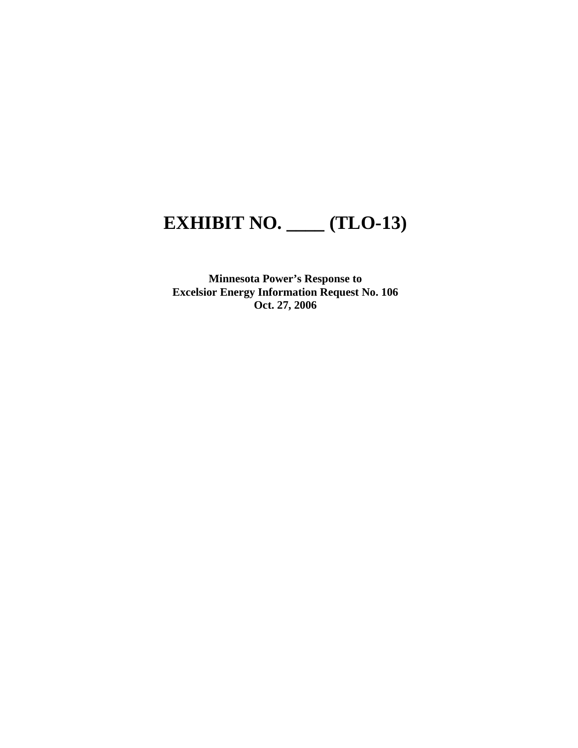# EXHIBIT NO. ____ (TLO-13)

**Minnesota Power's Response to**
**Excelsior Energy Information Request No. 106**
**Oct. 27, 2006**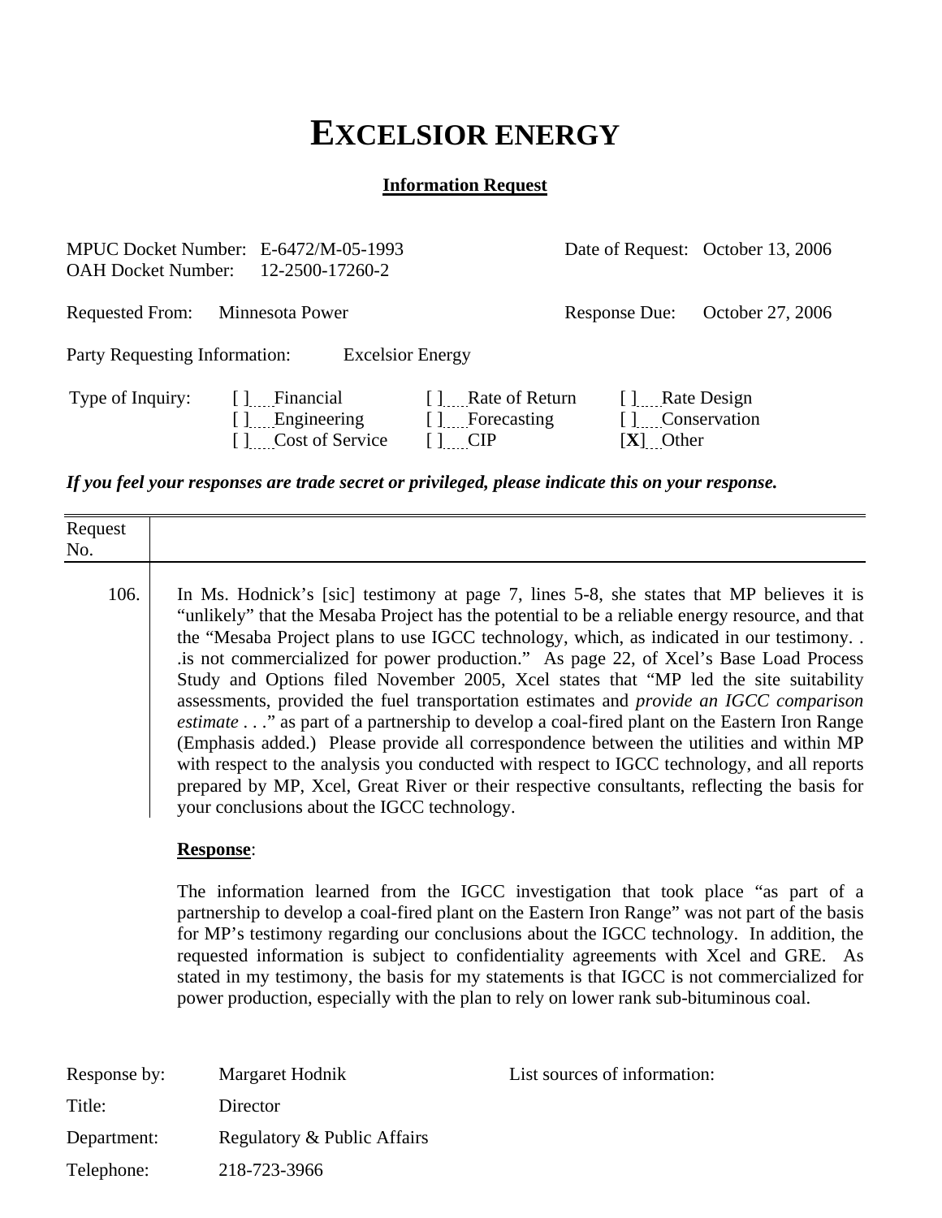# EXCELSIOR ENERGY

**Information Request**

MPUC Docket Number: E-6472/M-05-1993
OAH Docket Number: 12-2500-17260-2

Date of Request: October 13, 2006

Requested From: Minnesota Power

Response Due: October 27, 2006

Party Requesting Information: Excelsior Energy

| Type of Inquiry: | | | |
|---|---|---|---|
| | [ ] Financial | [ ] Rate of Return | [ ] Rate Design |
| | [ ] Engineering | [ ] Forecasting | [ ] Conservation |
| | [ ] Cost of Service | [ ] CIP | [**X**] Other |

***If you feel your responses are trade secret or privileged, please indicate this on your response.***

| Request No. | |
|---|---|
| 106. | In Ms. Hodnick's [sic] testimony at page 7, lines 5-8, she states that MP believes it is "unlikely" that the Mesaba Project has the potential to be a reliable energy resource, and that the "Mesaba Project plans to use IGCC technology, which, as indicated in our testimony. . .is not commercialized for power production." As page 22, of Xcel's Base Load Process Study and Options filed November 2005, Xcel states that "MP led the site suitability assessments, provided the fuel transportation estimates and *provide an IGCC comparison estimate* . . ." as part of a partnership to develop a coal-fired plant on the Eastern Iron Range (Emphasis added.) Please provide all correspondence between the utilities and within MP with respect to the analysis you conducted with respect to IGCC technology, and all reports prepared by MP, Xcel, Great River or their respective consultants, reflecting the basis for your conclusions about the IGCC technology. |

**Response**:

The information learned from the IGCC investigation that took place "as part of a partnership to develop a coal-fired plant on the Eastern Iron Range" was not part of the basis for MP's testimony regarding our conclusions about the IGCC technology. In addition, the requested information is subject to confidentiality agreements with Xcel and GRE. As stated in my testimony, the basis for my statements is that IGCC is not commercialized for power production, especially with the plan to rely on lower rank sub-bituminous coal.

Response by: Margaret Hodnik

Title: Director

Department: Regulatory & Public Affairs

Telephone: 218-723-3966

List sources of information: